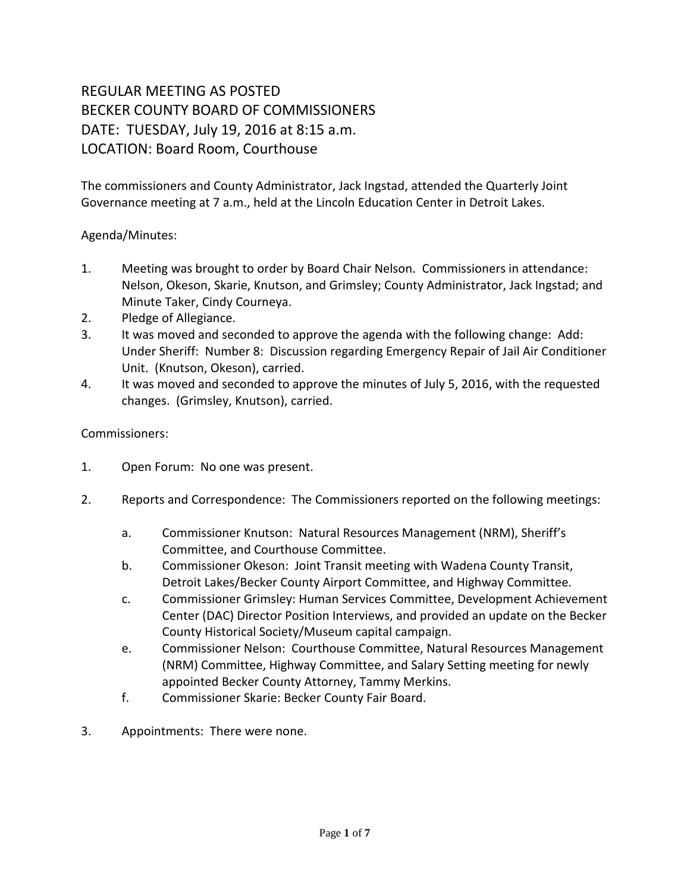# REGULAR MEETING AS POSTED
# BECKER COUNTY BOARD OF COMMISSIONERS
# DATE: TUESDAY, July 19, 2016 at 8:15 a.m.
# LOCATION: Board Room, Courthouse

The commissioners and County Administrator, Jack Ingstad, attended the Quarterly Joint Governance meeting at 7 a.m., held at the Lincoln Education Center in Detroit Lakes.

Agenda/Minutes:

1. Meeting was brought to order by Board Chair Nelson. Commissioners in attendance: Nelson, Okeson, Skarie, Knutson, and Grimsley; County Administrator, Jack Ingstad; and Minute Taker, Cindy Courneya.
2. Pledge of Allegiance.
3. It was moved and seconded to approve the agenda with the following change: Add: Under Sheriff: Number 8: Discussion regarding Emergency Repair of Jail Air Conditioner Unit. (Knutson, Okeson), carried.
4. It was moved and seconded to approve the minutes of July 5, 2016, with the requested changes. (Grimsley, Knutson), carried.

Commissioners:

1. Open Forum: No one was present.

2. Reports and Correspondence: The Commissioners reported on the following meetings:

   a. Commissioner Knutson: Natural Resources Management (NRM), Sheriff's Committee, and Courthouse Committee.
   b. Commissioner Okeson: Joint Transit meeting with Wadena County Transit, Detroit Lakes/Becker County Airport Committee, and Highway Committee.
   c. Commissioner Grimsley: Human Services Committee, Development Achievement Center (DAC) Director Position Interviews, and provided an update on the Becker County Historical Society/Museum capital campaign.
   e. Commissioner Nelson: Courthouse Committee, Natural Resources Management (NRM) Committee, Highway Committee, and Salary Setting meeting for newly appointed Becker County Attorney, Tammy Merkins.
   f. Commissioner Skarie: Becker County Fair Board.

3. Appointments: There were none.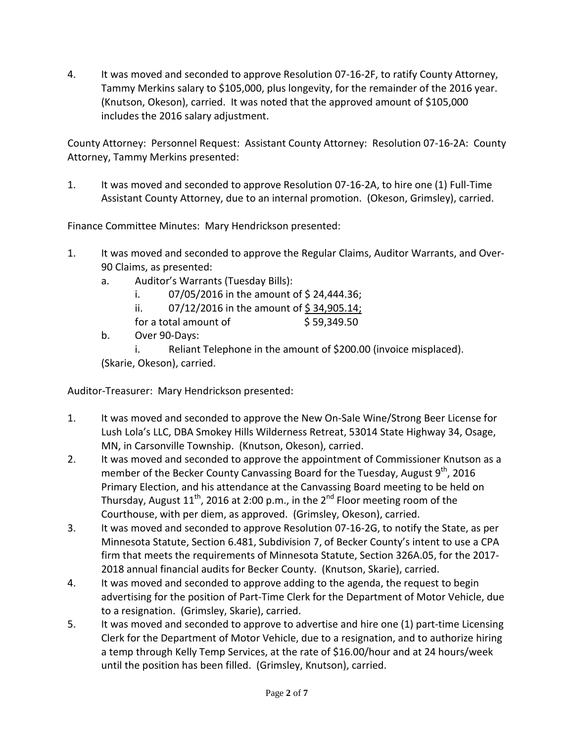4. It was moved and seconded to approve Resolution 07-16-2F, to ratify County Attorney, Tammy Merkins salary to \$105,000, plus longevity, for the remainder of the 2016 year. (Knutson, Okeson), carried. It was noted that the approved amount of \$105,000 includes the 2016 salary adjustment.

County Attorney: Personnel Request: Assistant County Attorney: Resolution 07-16-2A: County Attorney, Tammy Merkins presented:

1. It was moved and seconded to approve Resolution 07-16-2A, to hire one (1) Full-Time Assistant County Attorney, due to an internal promotion. (Okeson, Grimsley), carried.

Finance Committee Minutes: Mary Hendrickson presented:

1. It was moved and seconded to approve the Regular Claims, Auditor Warrants, and Over-90 Claims, as presented:
   a. Auditor's Warrants (Tuesday Bills):
      i. 07/05/2016 in the amount of \$ 24,444.36;
      ii. 07/12/2016 in the amount of <u>\$ 34,905.14;</u>
      for a total amount of \$ 59,349.50
   b. Over 90-Days:
      i. Reliant Telephone in the amount of \$200.00 (invoice misplaced).

   (Skarie, Okeson), carried.

Auditor-Treasurer: Mary Hendrickson presented:

1. It was moved and seconded to approve the New On-Sale Wine/Strong Beer License for Lush Lola's LLC, DBA Smokey Hills Wilderness Retreat, 53014 State Highway 34, Osage, MN, in Carsonville Township. (Knutson, Okeson), carried.
2. It was moved and seconded to approve the appointment of Commissioner Knutson as a member of the Becker County Canvassing Board for the Tuesday, August 9th, 2016 Primary Election, and his attendance at the Canvassing Board meeting to be held on Thursday, August 11th, 2016 at 2:00 p.m., in the 2nd Floor meeting room of the Courthouse, with per diem, as approved. (Grimsley, Okeson), carried.
3. It was moved and seconded to approve Resolution 07-16-2G, to notify the State, as per Minnesota Statute, Section 6.481, Subdivision 7, of Becker County's intent to use a CPA firm that meets the requirements of Minnesota Statute, Section 326A.05, for the 2017-2018 annual financial audits for Becker County. (Knutson, Skarie), carried.
4. It was moved and seconded to approve adding to the agenda, the request to begin advertising for the position of Part-Time Clerk for the Department of Motor Vehicle, due to a resignation. (Grimsley, Skarie), carried.
5. It was moved and seconded to approve to advertise and hire one (1) part-time Licensing Clerk for the Department of Motor Vehicle, due to a resignation, and to authorize hiring a temp through Kelly Temp Services, at the rate of \$16.00/hour and at 24 hours/week until the position has been filled. (Grimsley, Knutson), carried.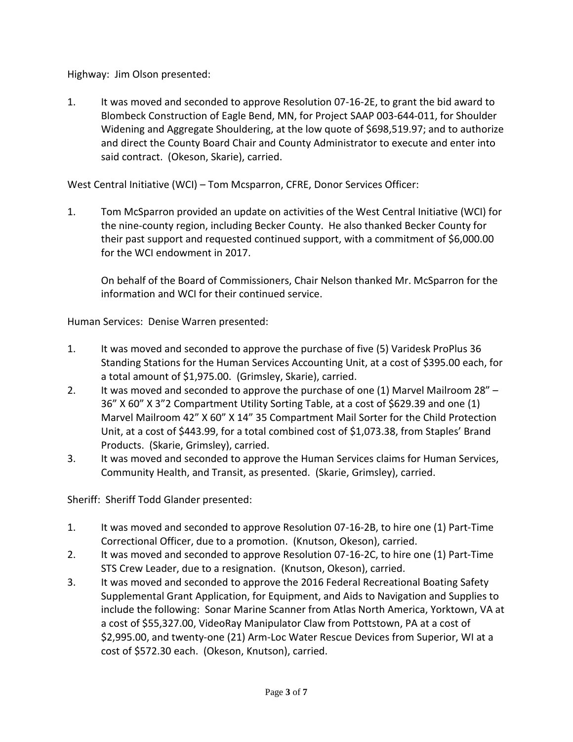Highway: Jim Olson presented:

1. It was moved and seconded to approve Resolution 07-16-2E, to grant the bid award to Blombeck Construction of Eagle Bend, MN, for Project SAAP 003-644-011, for Shoulder Widening and Aggregate Shouldering, at the low quote of $698,519.97; and to authorize and direct the County Board Chair and County Administrator to execute and enter into said contract. (Okeson, Skarie), carried.

West Central Initiative (WCI) – Tom Mcsparron, CFRE, Donor Services Officer:

1. Tom McSparron provided an update on activities of the West Central Initiative (WCI) for the nine-county region, including Becker County. He also thanked Becker County for their past support and requested continued support, with a commitment of $6,000.00 for the WCI endowment in 2017.

   On behalf of the Board of Commissioners, Chair Nelson thanked Mr. McSparron for the information and WCI for their continued service.

Human Services: Denise Warren presented:

1. It was moved and seconded to approve the purchase of five (5) Varidesk ProPlus 36 Standing Stations for the Human Services Accounting Unit, at a cost of $395.00 each, for a total amount of $1,975.00. (Grimsley, Skarie), carried.
2. It was moved and seconded to approve the purchase of one (1) Marvel Mailroom 28" – 36" X 60" X 3"2 Compartment Utility Sorting Table, at a cost of $629.39 and one (1) Marvel Mailroom 42" X 60" X 14" 35 Compartment Mail Sorter for the Child Protection Unit, at a cost of $443.99, for a total combined cost of $1,073.38, from Staples' Brand Products. (Skarie, Grimsley), carried.
3. It was moved and seconded to approve the Human Services claims for Human Services, Community Health, and Transit, as presented. (Skarie, Grimsley), carried.

Sheriff: Sheriff Todd Glander presented:

1. It was moved and seconded to approve Resolution 07-16-2B, to hire one (1) Part-Time Correctional Officer, due to a promotion. (Knutson, Okeson), carried.
2. It was moved and seconded to approve Resolution 07-16-2C, to hire one (1) Part-Time STS Crew Leader, due to a resignation. (Knutson, Okeson), carried.
3. It was moved and seconded to approve the 2016 Federal Recreational Boating Safety Supplemental Grant Application, for Equipment, and Aids to Navigation and Supplies to include the following: Sonar Marine Scanner from Atlas North America, Yorktown, VA at a cost of $55,327.00, VideoRay Manipulator Claw from Pottstown, PA at a cost of $2,995.00, and twenty-one (21) Arm-Loc Water Rescue Devices from Superior, WI at a cost of $572.30 each. (Okeson, Knutson), carried.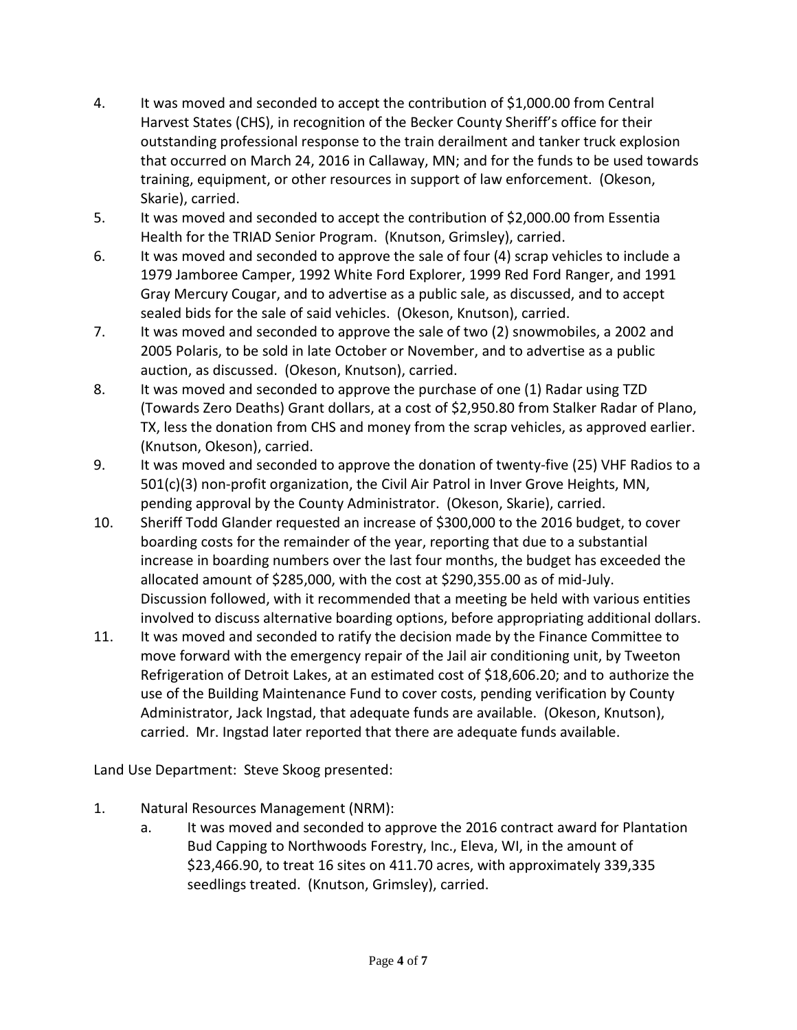4. It was moved and seconded to accept the contribution of $1,000.00 from Central Harvest States (CHS), in recognition of the Becker County Sheriff's office for their outstanding professional response to the train derailment and tanker truck explosion that occurred on March 24, 2016 in Callaway, MN; and for the funds to be used towards training, equipment, or other resources in support of law enforcement. (Okeson, Skarie), carried.
5. It was moved and seconded to accept the contribution of $2,000.00 from Essentia Health for the TRIAD Senior Program. (Knutson, Grimsley), carried.
6. It was moved and seconded to approve the sale of four (4) scrap vehicles to include a 1979 Jamboree Camper, 1992 White Ford Explorer, 1999 Red Ford Ranger, and 1991 Gray Mercury Cougar, and to advertise as a public sale, as discussed, and to accept sealed bids for the sale of said vehicles. (Okeson, Knutson), carried.
7. It was moved and seconded to approve the sale of two (2) snowmobiles, a 2002 and 2005 Polaris, to be sold in late October or November, and to advertise as a public auction, as discussed. (Okeson, Knutson), carried.
8. It was moved and seconded to approve the purchase of one (1) Radar using TZD (Towards Zero Deaths) Grant dollars, at a cost of $2,950.80 from Stalker Radar of Plano, TX, less the donation from CHS and money from the scrap vehicles, as approved earlier. (Knutson, Okeson), carried.
9. It was moved and seconded to approve the donation of twenty-five (25) VHF Radios to a 501(c)(3) non-profit organization, the Civil Air Patrol in Inver Grove Heights, MN, pending approval by the County Administrator. (Okeson, Skarie), carried.
10. Sheriff Todd Glander requested an increase of $300,000 to the 2016 budget, to cover boarding costs for the remainder of the year, reporting that due to a substantial increase in boarding numbers over the last four months, the budget has exceeded the allocated amount of $285,000, with the cost at $290,355.00 as of mid-July. Discussion followed, with it recommended that a meeting be held with various entities involved to discuss alternative boarding options, before appropriating additional dollars.
11. It was moved and seconded to ratify the decision made by the Finance Committee to move forward with the emergency repair of the Jail air conditioning unit, by Tweeton Refrigeration of Detroit Lakes, at an estimated cost of $18,606.20; and to authorize the use of the Building Maintenance Fund to cover costs, pending verification by County Administrator, Jack Ingstad, that adequate funds are available. (Okeson, Knutson), carried. Mr. Ingstad later reported that there are adequate funds available.

Land Use Department: Steve Skoog presented:

1. Natural Resources Management (NRM):
   a. It was moved and seconded to approve the 2016 contract award for Plantation Bud Capping to Northwoods Forestry, Inc., Eleva, WI, in the amount of $23,466.90, to treat 16 sites on 411.70 acres, with approximately 339,335 seedlings treated. (Knutson, Grimsley), carried.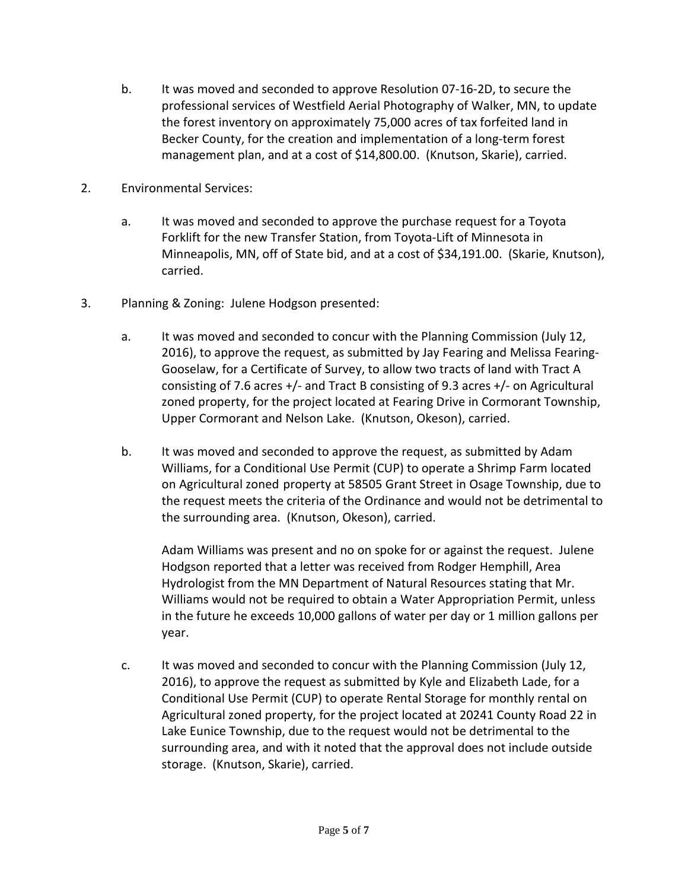b. It was moved and seconded to approve Resolution 07-16-2D, to secure the professional services of Westfield Aerial Photography of Walker, MN, to update the forest inventory on approximately 75,000 acres of tax forfeited land in Becker County, for the creation and implementation of a long-term forest management plan, and at a cost of $14,800.00. (Knutson, Skarie), carried.

2. Environmental Services:

   a. It was moved and seconded to approve the purchase request for a Toyota Forklift for the new Transfer Station, from Toyota-Lift of Minnesota in Minneapolis, MN, off of State bid, and at a cost of $34,191.00. (Skarie, Knutson), carried.

3. Planning & Zoning: Julene Hodgson presented:

   a. It was moved and seconded to concur with the Planning Commission (July 12, 2016), to approve the request, as submitted by Jay Fearing and Melissa Fearing-Gooselaw, for a Certificate of Survey, to allow two tracts of land with Tract A consisting of 7.6 acres +/- and Tract B consisting of 9.3 acres +/- on Agricultural zoned property, for the project located at Fearing Drive in Cormorant Township, Upper Cormorant and Nelson Lake. (Knutson, Okeson), carried.

   b. It was moved and seconded to approve the request, as submitted by Adam Williams, for a Conditional Use Permit (CUP) to operate a Shrimp Farm located on Agricultural zoned property at 58505 Grant Street in Osage Township, due to the request meets the criteria of the Ordinance and would not be detrimental to the surrounding area. (Knutson, Okeson), carried.

      Adam Williams was present and no on spoke for or against the request. Julene Hodgson reported that a letter was received from Rodger Hemphill, Area Hydrologist from the MN Department of Natural Resources stating that Mr. Williams would not be required to obtain a Water Appropriation Permit, unless in the future he exceeds 10,000 gallons of water per day or 1 million gallons per year.

   c. It was moved and seconded to concur with the Planning Commission (July 12, 2016), to approve the request as submitted by Kyle and Elizabeth Lade, for a Conditional Use Permit (CUP) to operate Rental Storage for monthly rental on Agricultural zoned property, for the project located at 20241 County Road 22 in Lake Eunice Township, due to the request would not be detrimental to the surrounding area, and with it noted that the approval does not include outside storage. (Knutson, Skarie), carried.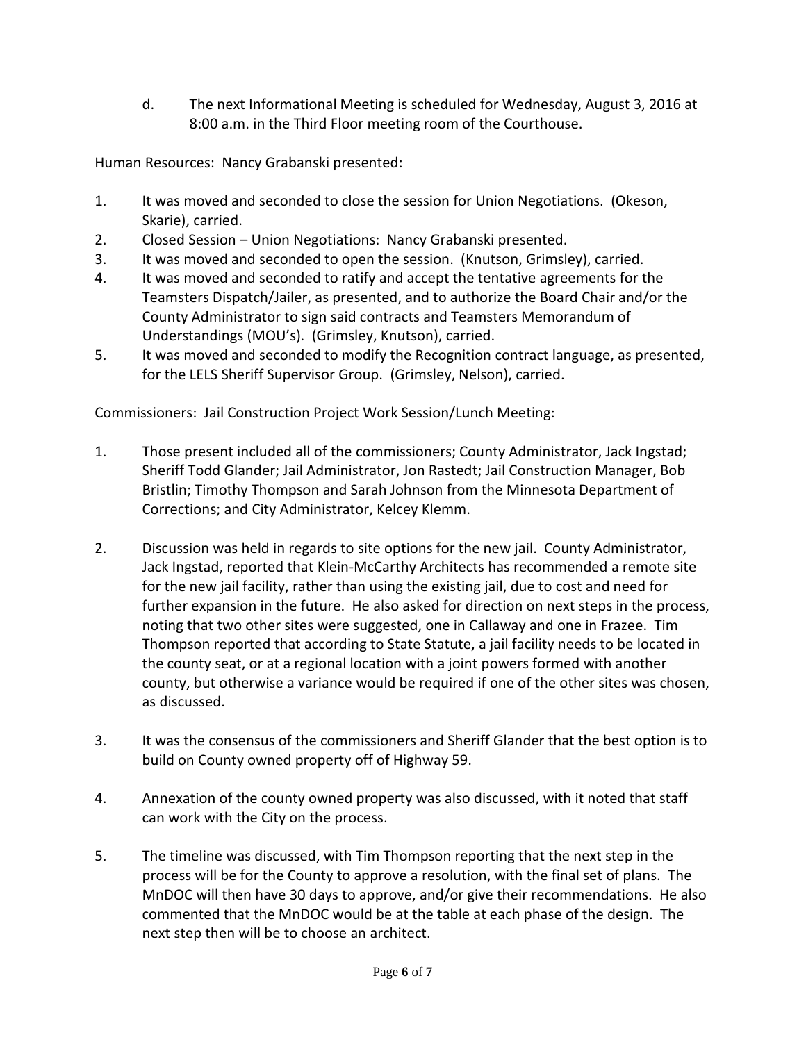d. The next Informational Meeting is scheduled for Wednesday, August 3, 2016 at 8:00 a.m. in the Third Floor meeting room of the Courthouse.

Human Resources: Nancy Grabanski presented:

1. It was moved and seconded to close the session for Union Negotiations. (Okeson, Skarie), carried.
2. Closed Session – Union Negotiations: Nancy Grabanski presented.
3. It was moved and seconded to open the session. (Knutson, Grimsley), carried.
4. It was moved and seconded to ratify and accept the tentative agreements for the Teamsters Dispatch/Jailer, as presented, and to authorize the Board Chair and/or the County Administrator to sign said contracts and Teamsters Memorandum of Understandings (MOU's). (Grimsley, Knutson), carried.
5. It was moved and seconded to modify the Recognition contract language, as presented, for the LELS Sheriff Supervisor Group. (Grimsley, Nelson), carried.

Commissioners: Jail Construction Project Work Session/Lunch Meeting:

1. Those present included all of the commissioners; County Administrator, Jack Ingstad; Sheriff Todd Glander; Jail Administrator, Jon Rastedt; Jail Construction Manager, Bob Bristlin; Timothy Thompson and Sarah Johnson from the Minnesota Department of Corrections; and City Administrator, Kelcey Klemm.

2. Discussion was held in regards to site options for the new jail. County Administrator, Jack Ingstad, reported that Klein-McCarthy Architects has recommended a remote site for the new jail facility, rather than using the existing jail, due to cost and need for further expansion in the future. He also asked for direction on next steps in the process, noting that two other sites were suggested, one in Callaway and one in Frazee. Tim Thompson reported that according to State Statute, a jail facility needs to be located in the county seat, or at a regional location with a joint powers formed with another county, but otherwise a variance would be required if one of the other sites was chosen, as discussed.

3. It was the consensus of the commissioners and Sheriff Glander that the best option is to build on County owned property off of Highway 59.

4. Annexation of the county owned property was also discussed, with it noted that staff can work with the City on the process.

5. The timeline was discussed, with Tim Thompson reporting that the next step in the process will be for the County to approve a resolution, with the final set of plans. The MnDOC will then have 30 days to approve, and/or give their recommendations. He also commented that the MnDOC would be at the table at each phase of the design. The next step then will be to choose an architect.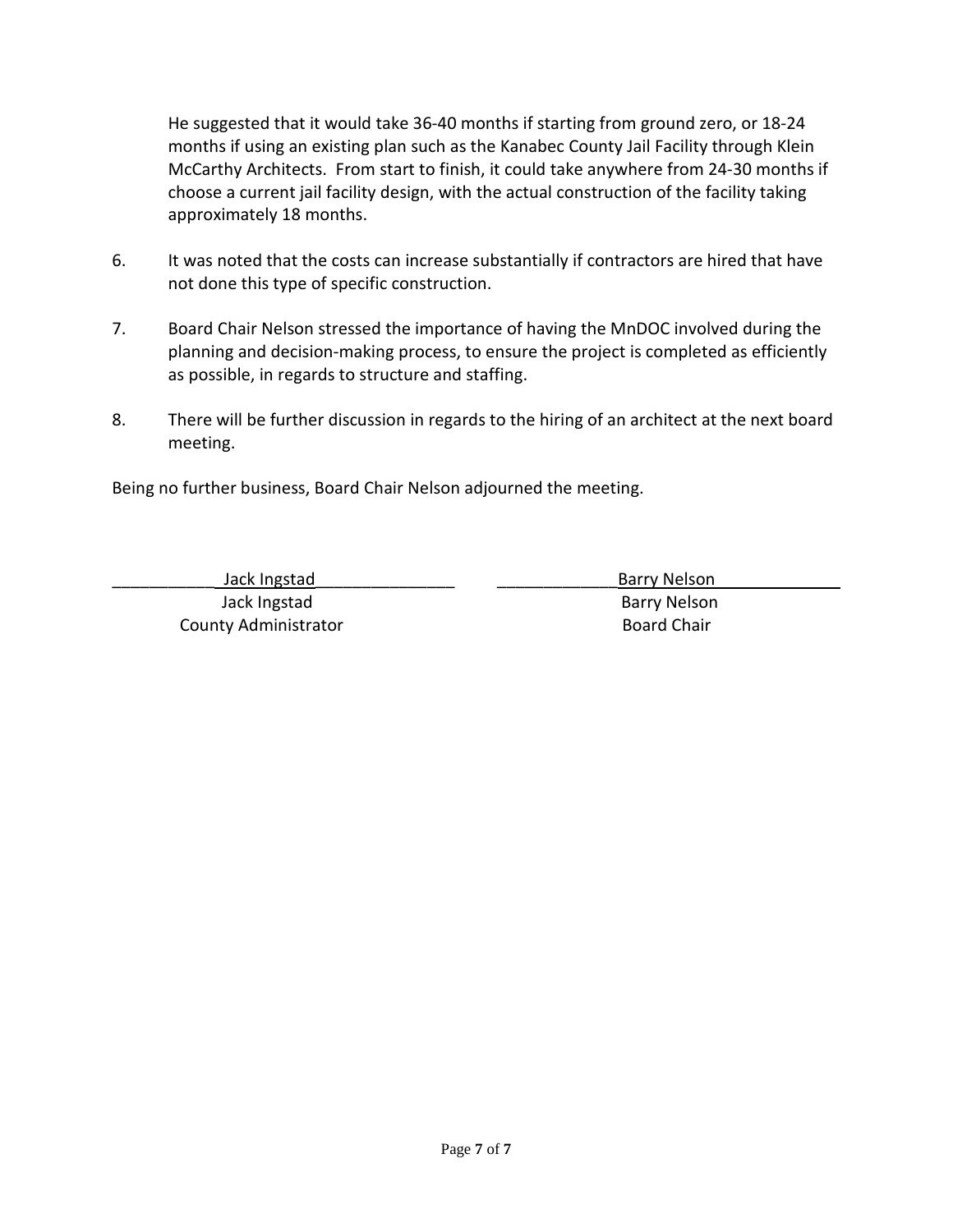He suggested that it would take 36-40 months if starting from ground zero, or 18-24 months if using an existing plan such as the Kanabec County Jail Facility through Klein McCarthy Architects. From start to finish, it could take anywhere from 24-30 months if choose a current jail facility design, with the actual construction of the facility taking approximately 18 months.

6. It was noted that the costs can increase substantially if contractors are hired that have not done this type of specific construction.

7. Board Chair Nelson stressed the importance of having the MnDOC involved during the planning and decision-making process, to ensure the project is completed as efficiently as possible, in regards to structure and staffing.

8. There will be further discussion in regards to the hiring of an architect at the next board meeting.

Being no further business, Board Chair Nelson adjourned the meeting.

| | |
|---|---|
| Jack Ingstad | Barry Nelson |
| Jack Ingstad | Barry Nelson |
| County Administrator | Board Chair |